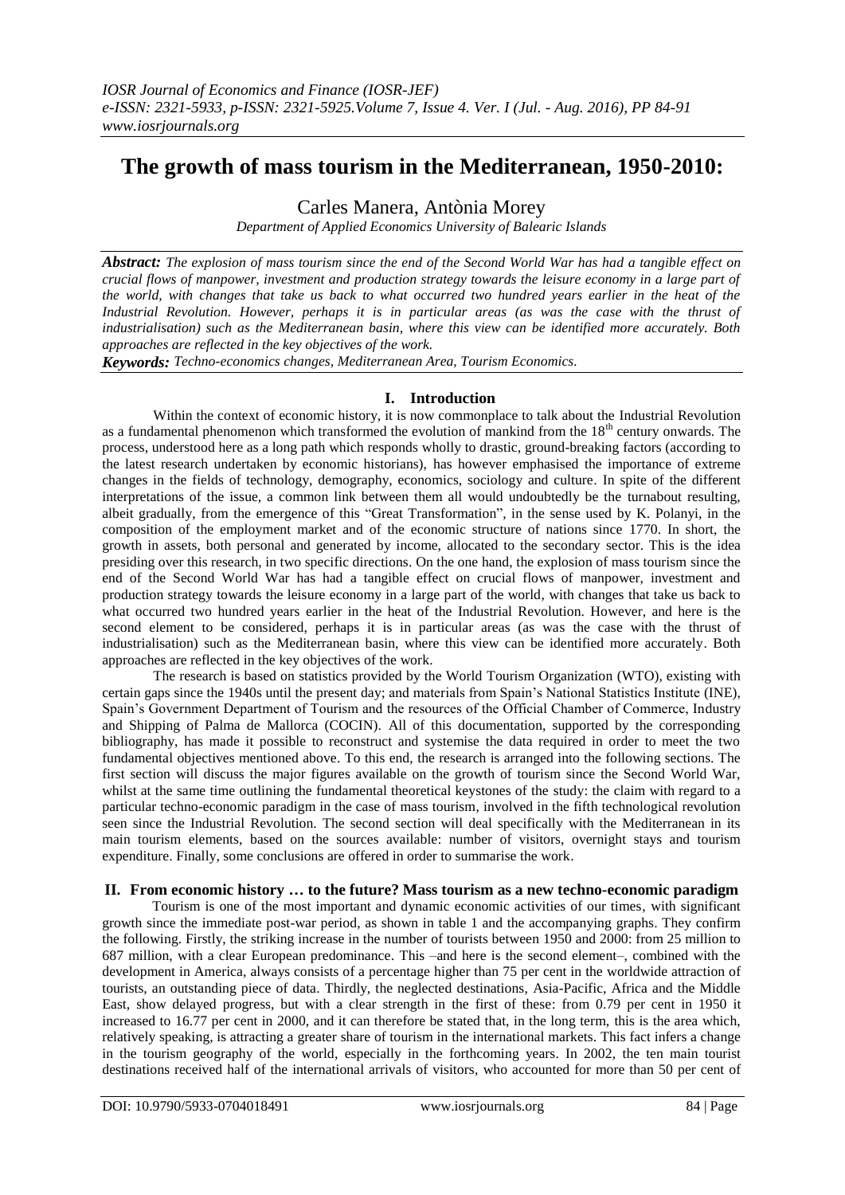# The growth of mass tourism in the Mediterranean, 1950-2010:

Carles Manera, Antònia Morey

*Department of Applied Economics University of Balearic Islands*

***Abstract:*** *The explosion of mass tourism since the end of the Second World War has had a tangible effect on crucial flows of manpower, investment and production strategy towards the leisure economy in a large part of the world, with changes that take us back to what occurred two hundred years earlier in the heat of the Industrial Revolution. However, perhaps it is in particular areas (as was the case with the thrust of industrialisation) such as the Mediterranean basin, where this view can be identified more accurately. Both approaches are reflected in the key objectives of the work.*

***Keywords:*** *Techno-economics changes, Mediterranean Area, Tourism Economics.*

## I. Introduction

Within the context of economic history, it is now commonplace to talk about the Industrial Revolution as a fundamental phenomenon which transformed the evolution of mankind from the 18th century onwards. The process, understood here as a long path which responds wholly to drastic, ground-breaking factors (according to the latest research undertaken by economic historians), has however emphasised the importance of extreme changes in the fields of technology, demography, economics, sociology and culture. In spite of the different interpretations of the issue, a common link between them all would undoubtedly be the turnabout resulting, albeit gradually, from the emergence of this "Great Transformation", in the sense used by K. Polanyi, in the composition of the employment market and of the economic structure of nations since 1770. In short, the growth in assets, both personal and generated by income, allocated to the secondary sector. This is the idea presiding over this research, in two specific directions. On the one hand, the explosion of mass tourism since the end of the Second World War has had a tangible effect on crucial flows of manpower, investment and production strategy towards the leisure economy in a large part of the world, with changes that take us back to what occurred two hundred years earlier in the heat of the Industrial Revolution. However, and here is the second element to be considered, perhaps it is in particular areas (as was the case with the thrust of industrialisation) such as the Mediterranean basin, where this view can be identified more accurately. Both approaches are reflected in the key objectives of the work.

The research is based on statistics provided by the World Tourism Organization (WTO), existing with certain gaps since the 1940s until the present day; and materials from Spain's National Statistics Institute (INE), Spain's Government Department of Tourism and the resources of the Official Chamber of Commerce, Industry and Shipping of Palma de Mallorca (COCIN). All of this documentation, supported by the corresponding bibliography, has made it possible to reconstruct and systemise the data required in order to meet the two fundamental objectives mentioned above. To this end, the research is arranged into the following sections. The first section will discuss the major figures available on the growth of tourism since the Second World War, whilst at the same time outlining the fundamental theoretical keystones of the study: the claim with regard to a particular techno-economic paradigm in the case of mass tourism, involved in the fifth technological revolution seen since the Industrial Revolution. The second section will deal specifically with the Mediterranean in its main tourism elements, based on the sources available: number of visitors, overnight stays and tourism expenditure. Finally, some conclusions are offered in order to summarise the work.

## II. From economic history … to the future? Mass tourism as a new techno-economic paradigm

Tourism is one of the most important and dynamic economic activities of our times, with significant growth since the immediate post-war period, as shown in table 1 and the accompanying graphs. They confirm the following. Firstly, the striking increase in the number of tourists between 1950 and 2000: from 25 million to 687 million, with a clear European predominance. This –and here is the second element–, combined with the development in America, always consists of a percentage higher than 75 per cent in the worldwide attraction of tourists, an outstanding piece of data. Thirdly, the neglected destinations, Asia-Pacific, Africa and the Middle East, show delayed progress, but with a clear strength in the first of these: from 0.79 per cent in 1950 it increased to 16.77 per cent in 2000, and it can therefore be stated that, in the long term, this is the area which, relatively speaking, is attracting a greater share of tourism in the international markets. This fact infers a change in the tourism geography of the world, especially in the forthcoming years. In 2002, the ten main tourist destinations received half of the international arrivals of visitors, who accounted for more than 50 per cent of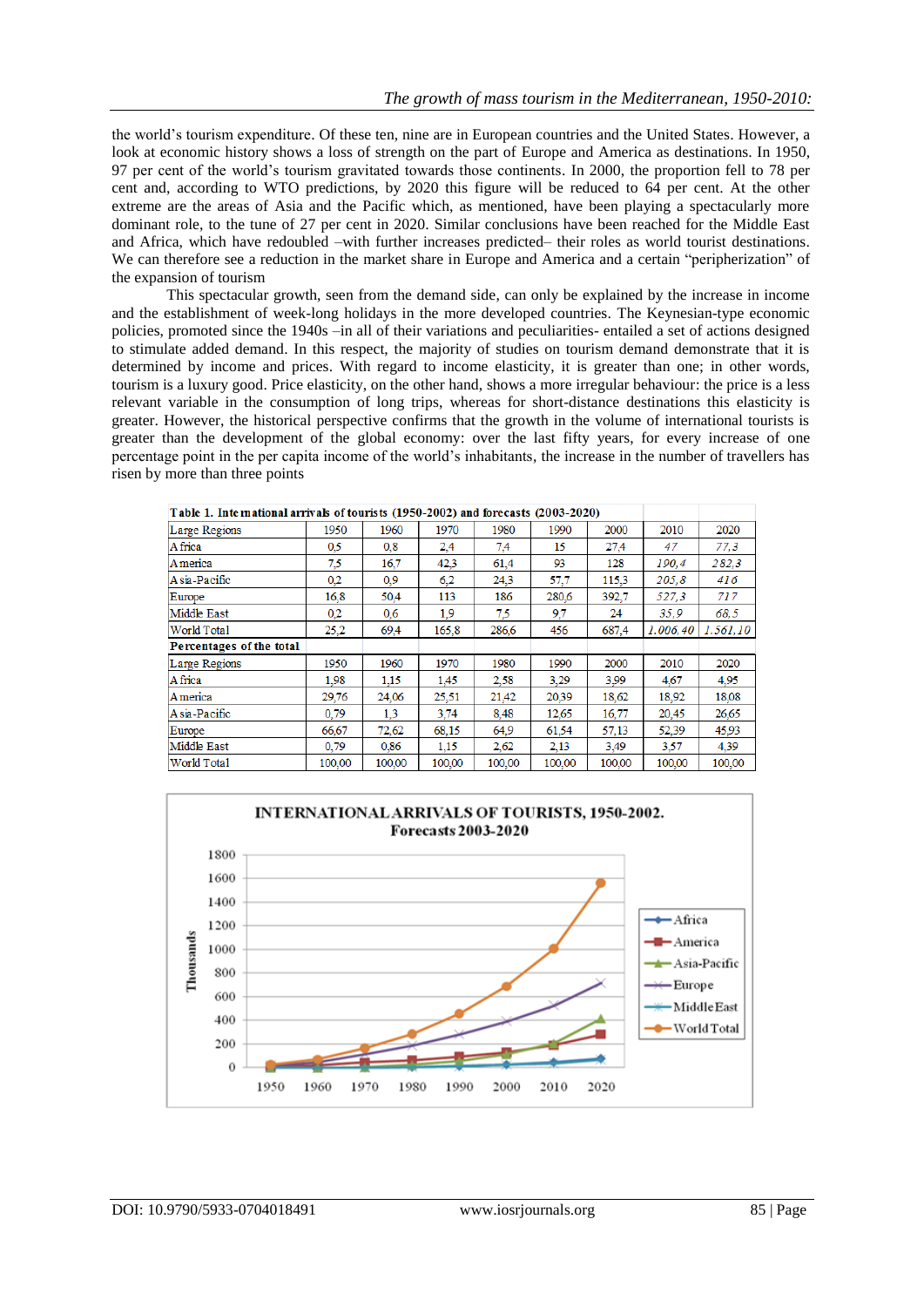the world's tourism expenditure. Of these ten, nine are in European countries and the United States. However, a look at economic history shows a loss of strength on the part of Europe and America as destinations. In 1950, 97 per cent of the world's tourism gravitated towards those continents. In 2000, the proportion fell to 78 per cent and, according to WTO predictions, by 2020 this figure will be reduced to 64 per cent. At the other extreme are the areas of Asia and the Pacific which, as mentioned, have been playing a spectacularly more dominant role, to the tune of 27 per cent in 2020. Similar conclusions have been reached for the Middle East and Africa, which have redoubled –with further increases predicted– their roles as world tourist destinations. We can therefore see a reduction in the market share in Europe and America and a certain "peripherization" of the expansion of tourism

This spectacular growth, seen from the demand side, can only be explained by the increase in income and the establishment of week-long holidays in the more developed countries. The Keynesian-type economic policies, promoted since the 1940s –in all of their variations and peculiarities- entailed a set of actions designed to stimulate added demand. In this respect, the majority of studies on tourism demand demonstrate that it is determined by income and prices. With regard to income elasticity, it is greater than one; in other words, tourism is a luxury good. Price elasticity, on the other hand, shows a more irregular behaviour: the price is a less relevant variable in the consumption of long trips, whereas for short-distance destinations this elasticity is greater. However, the historical perspective confirms that the growth in the volume of international tourists is greater than the development of the global economy: over the last fifty years, for every increase of one percentage point in the per capita income of the world's inhabitants, the increase in the number of travellers has risen by more than three points

**Table 1. International arrivals of tourists (1950-2002) and forecasts (2003-2020)**

| Large Regions | 1950 | 1960 | 1970 | 1980 | 1990 | 2000 | 2010 | 2020 |
|---|---|---|---|---|---|---|---|---|
| Africa | 0,5 | 0,8 | 2,4 | 7,4 | 15 | 27,4 | *47* | *77,3* |
| America | 7,5 | 16,7 | 42,3 | 61,4 | 93 | 128 | *190,4* | *282,3* |
| Asia-Pacific | 0,2 | 0,9 | 6,2 | 24,3 | 57,7 | 115,3 | *205,8* | *416* |
| Europe | 16,8 | 50,4 | 113 | 186 | 280,6 | 392,7 | *527,3* | *717* |
| Middle East | 0,2 | 0,6 | 1,9 | 7,5 | 9,7 | 24 | *35,9* | *68,5* |
| World Total | 25,2 | 69,4 | 165,8 | 286,6 | 456 | 687,4 | *1.006,40* | *1.561,10* |
| **Percentages of the total** | | | | | | | | |
| Large Regions | 1950 | 1960 | 1970 | 1980 | 1990 | 2000 | 2010 | 2020 |
| Africa | 1,98 | 1,15 | 1,45 | 2,58 | 3,29 | 3,99 | 4,67 | 4,95 |
| America | 29,76 | 24,06 | 25,51 | 21,42 | 20,39 | 18,62 | 18,92 | 18,08 |
| Asia-Pacific | 0,79 | 1,3 | 3,74 | 8,48 | 12,65 | 16,77 | 20,45 | 26,65 |
| Europe | 66,67 | 72,62 | 68,15 | 64,9 | 61,54 | 57,13 | 52,39 | 45,93 |
| Middle East | 0,79 | 0,86 | 1,15 | 2,62 | 2,13 | 3,49 | 3,57 | 4,39 |
| World Total | 100,00 | 100,00 | 100,00 | 100,00 | 100,00 | 100,00 | 100,00 | 100,00 |

**INTERNATIONAL ARRIVALS OF TOURISTS, 1950-2002. Forecasts 2003-2020**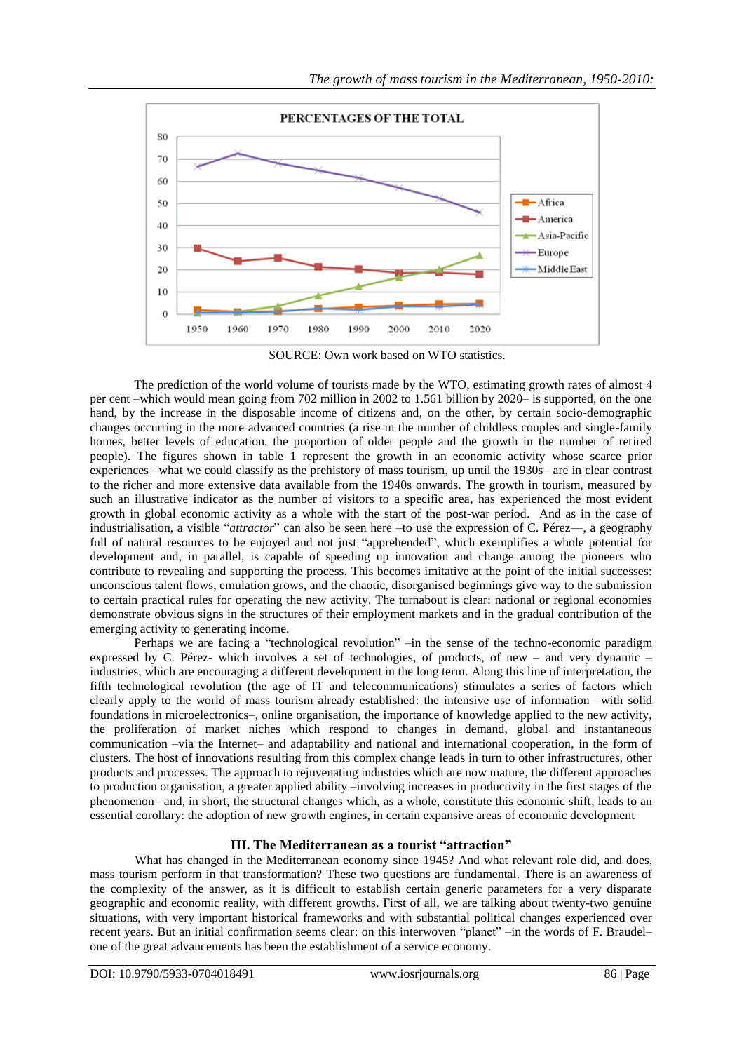SOURCE: Own work based on WTO statistics.

The prediction of the world volume of tourists made by the WTO, estimating growth rates of almost 4 per cent –which would mean going from 702 million in 2002 to 1.561 billion by 2020– is supported, on the one hand, by the increase in the disposable income of citizens and, on the other, by certain socio-demographic changes occurring in the more advanced countries (a rise in the number of childless couples and single-family homes, better levels of education, the proportion of older people and the growth in the number of retired people). The figures shown in table 1 represent the growth in an economic activity whose scarce prior experiences –what we could classify as the prehistory of mass tourism, up until the 1930s– are in clear contrast to the richer and more extensive data available from the 1940s onwards. The growth in tourism, measured by such an illustrative indicator as the number of visitors to a specific area, has experienced the most evident growth in global economic activity as a whole with the start of the post-war period. And as in the case of industrialisation, a visible "*attractor*" can also be seen here –to use the expression of C. Pérez—, a geography full of natural resources to be enjoyed and not just "apprehended", which exemplifies a whole potential for development and, in parallel, is capable of speeding up innovation and change among the pioneers who contribute to revealing and supporting the process. This becomes imitative at the point of the initial successes: unconscious talent flows, emulation grows, and the chaotic, disorganised beginnings give way to the submission to certain practical rules for operating the new activity. The turnabout is clear: national or regional economies demonstrate obvious signs in the structures of their employment markets and in the gradual contribution of the emerging activity to generating income.

Perhaps we are facing a "technological revolution" –in the sense of the techno-economic paradigm expressed by C. Pérez- which involves a set of technologies, of products, of new – and very dynamic – industries, which are encouraging a different development in the long term. Along this line of interpretation, the fifth technological revolution (the age of IT and telecommunications) stimulates a series of factors which clearly apply to the world of mass tourism already established: the intensive use of information –with solid foundations in microelectronics–, online organisation, the importance of knowledge applied to the new activity, the proliferation of market niches which respond to changes in demand, global and instantaneous communication –via the Internet– and adaptability and national and international cooperation, in the form of clusters. The host of innovations resulting from this complex change leads in turn to other infrastructures, other products and processes. The approach to rejuvenating industries which are now mature, the different approaches to production organisation, a greater applied ability –involving increases in productivity in the first stages of the phenomenon– and, in short, the structural changes which, as a whole, constitute this economic shift, leads to an essential corollary: the adoption of new growth engines, in certain expansive areas of economic development

## III. The Mediterranean as a tourist "attraction"

What has changed in the Mediterranean economy since 1945? And what relevant role did, and does, mass tourism perform in that transformation? These two questions are fundamental. There is an awareness of the complexity of the answer, as it is difficult to establish certain generic parameters for a very disparate geographic and economic reality, with different growths. First of all, we are talking about twenty-two genuine situations, with very important historical frameworks and with substantial political changes experienced over recent years. But an initial confirmation seems clear: on this interwoven "planet" –in the words of F. Braudel– one of the great advancements has been the establishment of a service economy.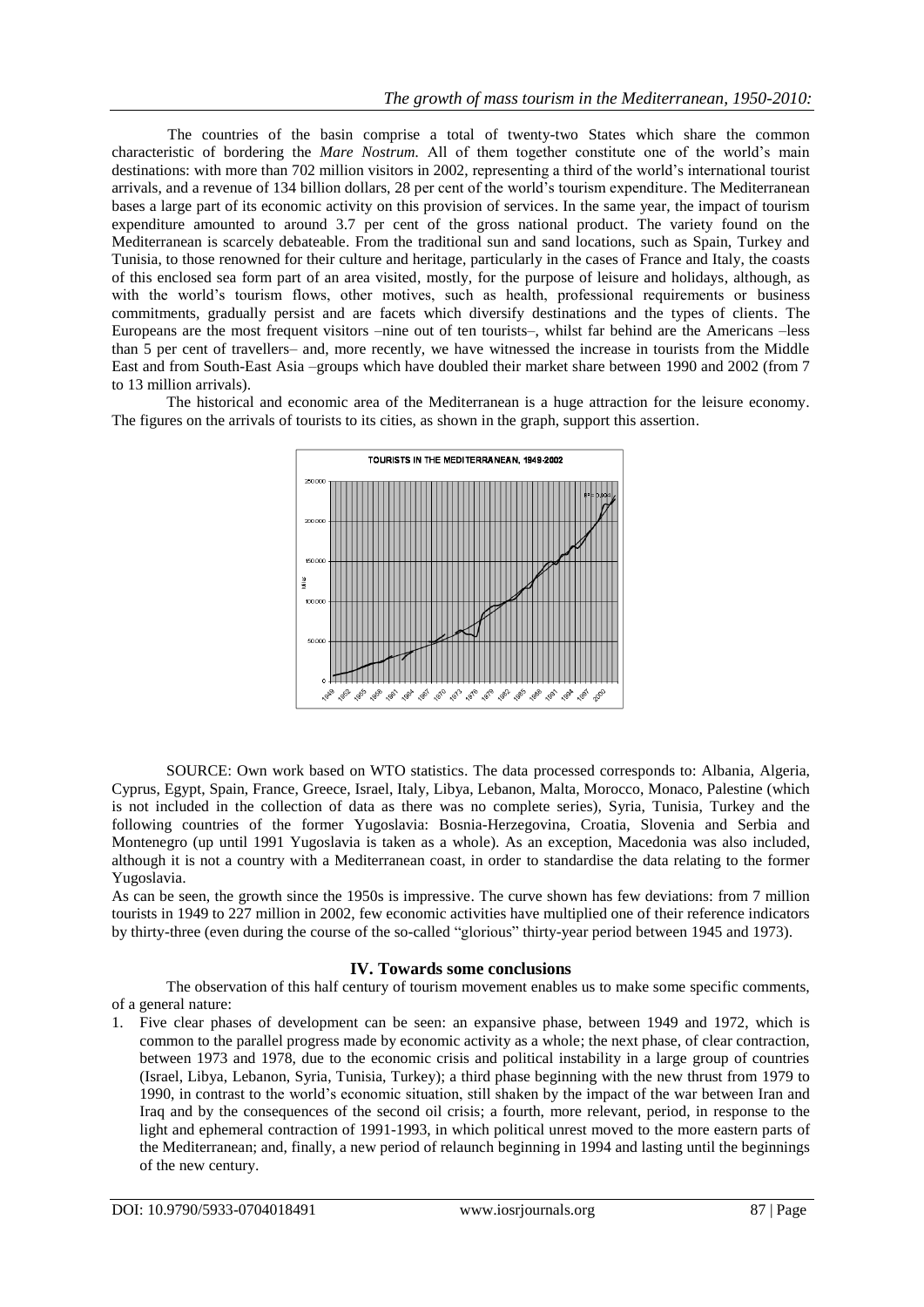The countries of the basin comprise a total of twenty-two States which share the common characteristic of bordering the *Mare Nostrum*. All of them together constitute one of the world's main destinations: with more than 702 million visitors in 2002, representing a third of the world's international tourist arrivals, and a revenue of 134 billion dollars, 28 per cent of the world's tourism expenditure. The Mediterranean bases a large part of its economic activity on this provision of services. In the same year, the impact of tourism expenditure amounted to around 3.7 per cent of the gross national product. The variety found on the Mediterranean is scarcely debateable. From the traditional sun and sand locations, such as Spain, Turkey and Tunisia, to those renowned for their culture and heritage, particularly in the cases of France and Italy, the coasts of this enclosed sea form part of an area visited, mostly, for the purpose of leisure and holidays, although, as with the world's tourism flows, other motives, such as health, professional requirements or business commitments, gradually persist and are facets which diversify destinations and the types of clients. The Europeans are the most frequent visitors –nine out of ten tourists–, whilst far behind are the Americans –less than 5 per cent of travellers– and, more recently, we have witnessed the increase in tourists from the Middle East and from South-East Asia –groups which have doubled their market share between 1990 and 2002 (from 7 to 13 million arrivals).

The historical and economic area of the Mediterranean is a huge attraction for the leisure economy. The figures on the arrivals of tourists to its cities, as shown in the graph, support this assertion.

TOURISTS IN THE MEDITERRANEAN, 1949-2002

SOURCE: Own work based on WTO statistics. The data processed corresponds to: Albania, Algeria, Cyprus, Egypt, Spain, France, Greece, Israel, Italy, Libya, Lebanon, Malta, Morocco, Monaco, Palestine (which is not included in the collection of data as there was no complete series), Syria, Tunisia, Turkey and the following countries of the former Yugoslavia: Bosnia-Herzegovina, Croatia, Slovenia and Serbia and Montenegro (up until 1991 Yugoslavia is taken as a whole). As an exception, Macedonia was also included, although it is not a country with a Mediterranean coast, in order to standardise the data relating to the former Yugoslavia.

As can be seen, the growth since the 1950s is impressive. The curve shown has few deviations: from 7 million tourists in 1949 to 227 million in 2002, few economic activities have multiplied one of their reference indicators by thirty-three (even during the course of the so-called "glorious" thirty-year period between 1945 and 1973).

## IV. Towards some conclusions

The observation of this half century of tourism movement enables us to make some specific comments, of a general nature:

1. Five clear phases of development can be seen: an expansive phase, between 1949 and 1972, which is common to the parallel progress made by economic activity as a whole; the next phase, of clear contraction, between 1973 and 1978, due to the economic crisis and political instability in a large group of countries (Israel, Libya, Lebanon, Syria, Tunisia, Turkey); a third phase beginning with the new thrust from 1979 to 1990, in contrast to the world's economic situation, still shaken by the impact of the war between Iran and Iraq and by the consequences of the second oil crisis; a fourth, more relevant, period, in response to the light and ephemeral contraction of 1991-1993, in which political unrest moved to the more eastern parts of the Mediterranean; and, finally, a new period of relaunch beginning in 1994 and lasting until the beginnings of the new century.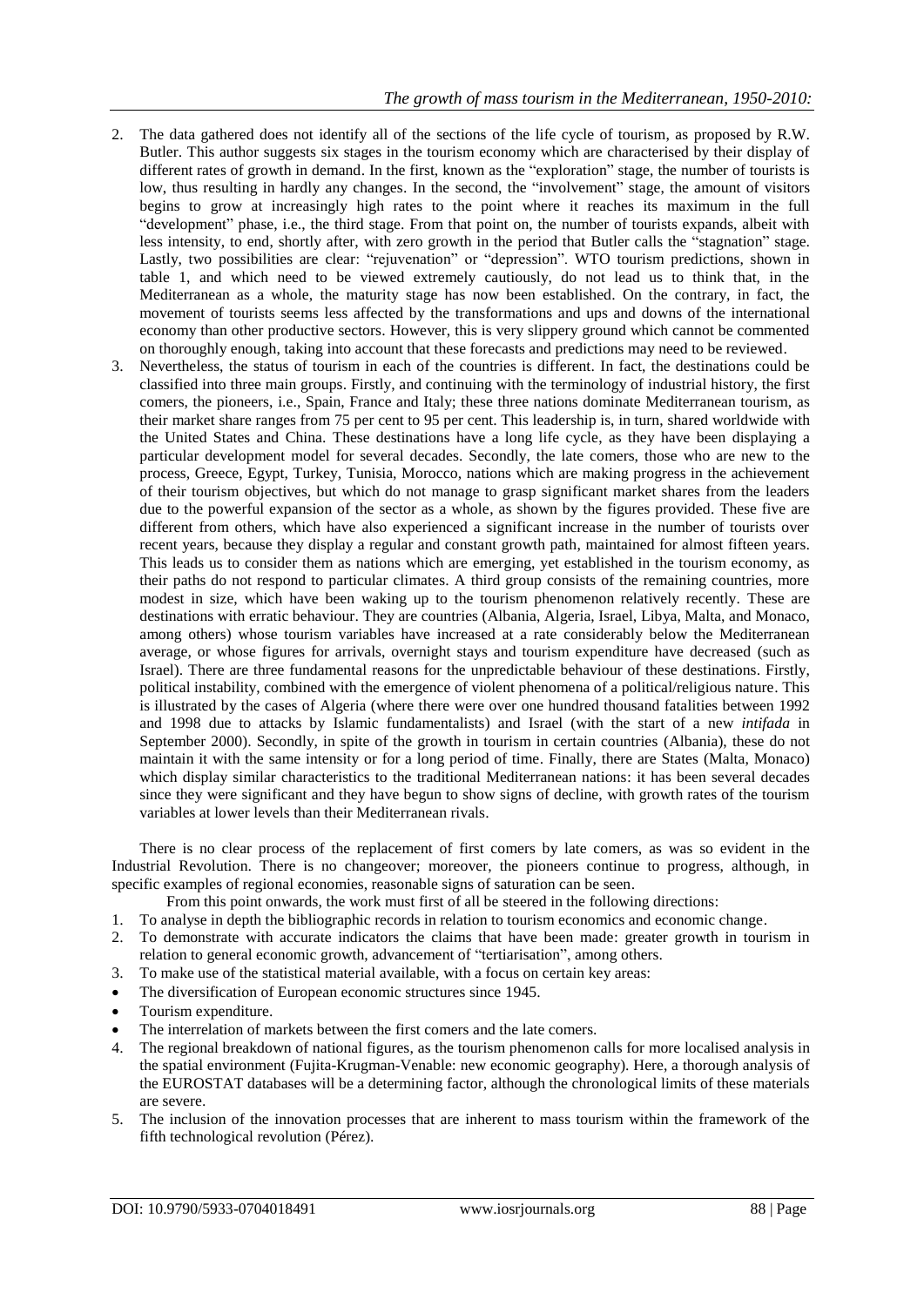2. The data gathered does not identify all of the sections of the life cycle of tourism, as proposed by R.W. Butler. This author suggests six stages in the tourism economy which are characterised by their display of different rates of growth in demand. In the first, known as the "exploration" stage, the number of tourists is low, thus resulting in hardly any changes. In the second, the "involvement" stage, the amount of visitors begins to grow at increasingly high rates to the point where it reaches its maximum in the full "development" phase, i.e., the third stage. From that point on, the number of tourists expands, albeit with less intensity, to end, shortly after, with zero growth in the period that Butler calls the "stagnation" stage. Lastly, two possibilities are clear: "rejuvenation" or "depression". WTO tourism predictions, shown in table 1, and which need to be viewed extremely cautiously, do not lead us to think that, in the Mediterranean as a whole, the maturity stage has now been established. On the contrary, in fact, the movement of tourists seems less affected by the transformations and ups and downs of the international economy than other productive sectors. However, this is very slippery ground which cannot be commented on thoroughly enough, taking into account that these forecasts and predictions may need to be reviewed.
3. Nevertheless, the status of tourism in each of the countries is different. In fact, the destinations could be classified into three main groups. Firstly, and continuing with the terminology of industrial history, the first comers, the pioneers, i.e., Spain, France and Italy; these three nations dominate Mediterranean tourism, as their market share ranges from 75 per cent to 95 per cent. This leadership is, in turn, shared worldwide with the United States and China. These destinations have a long life cycle, as they have been displaying a particular development model for several decades. Secondly, the late comers, those who are new to the process, Greece, Egypt, Turkey, Tunisia, Morocco, nations which are making progress in the achievement of their tourism objectives, but which do not manage to grasp significant market shares from the leaders due to the powerful expansion of the sector as a whole, as shown by the figures provided. These five are different from others, which have also experienced a significant increase in the number of tourists over recent years, because they display a regular and constant growth path, maintained for almost fifteen years. This leads us to consider them as nations which are emerging, yet established in the tourism economy, as their paths do not respond to particular climates. A third group consists of the remaining countries, more modest in size, which have been waking up to the tourism phenomenon relatively recently. These are destinations with erratic behaviour. They are countries (Albania, Algeria, Israel, Libya, Malta, and Monaco, among others) whose tourism variables have increased at a rate considerably below the Mediterranean average, or whose figures for arrivals, overnight stays and tourism expenditure have decreased (such as Israel). There are three fundamental reasons for the unpredictable behaviour of these destinations. Firstly, political instability, combined with the emergence of violent phenomena of a political/religious nature. This is illustrated by the cases of Algeria (where there were over one hundred thousand fatalities between 1992 and 1998 due to attacks by Islamic fundamentalists) and Israel (with the start of a new *intifada* in September 2000). Secondly, in spite of the growth in tourism in certain countries (Albania), these do not maintain it with the same intensity or for a long period of time. Finally, there are States (Malta, Monaco) which display similar characteristics to the traditional Mediterranean nations: it has been several decades since they were significant and they have begun to show signs of decline, with growth rates of the tourism variables at lower levels than their Mediterranean rivals.

There is no clear process of the replacement of first comers by late comers, as was so evident in the Industrial Revolution. There is no changeover; moreover, the pioneers continue to progress, although, in specific examples of regional economies, reasonable signs of saturation can be seen.

From this point onwards, the work must first of all be steered in the following directions:

1. To analyse in depth the bibliographic records in relation to tourism economics and economic change.
2. To demonstrate with accurate indicators the claims that have been made: greater growth in tourism in relation to general economic growth, advancement of "tertiarisation", among others.
3. To make use of the statistical material available, with a focus on certain key areas:
   - The diversification of European economic structures since 1945.
   - Tourism expenditure.
   - The interrelation of markets between the first comers and the late comers.
4. The regional breakdown of national figures, as the tourism phenomenon calls for more localised analysis in the spatial environment (Fujita-Krugman-Venable: new economic geography). Here, a thorough analysis of the EUROSTAT databases will be a determining factor, although the chronological limits of these materials are severe.
5. The inclusion of the innovation processes that are inherent to mass tourism within the framework of the fifth technological revolution (Pérez).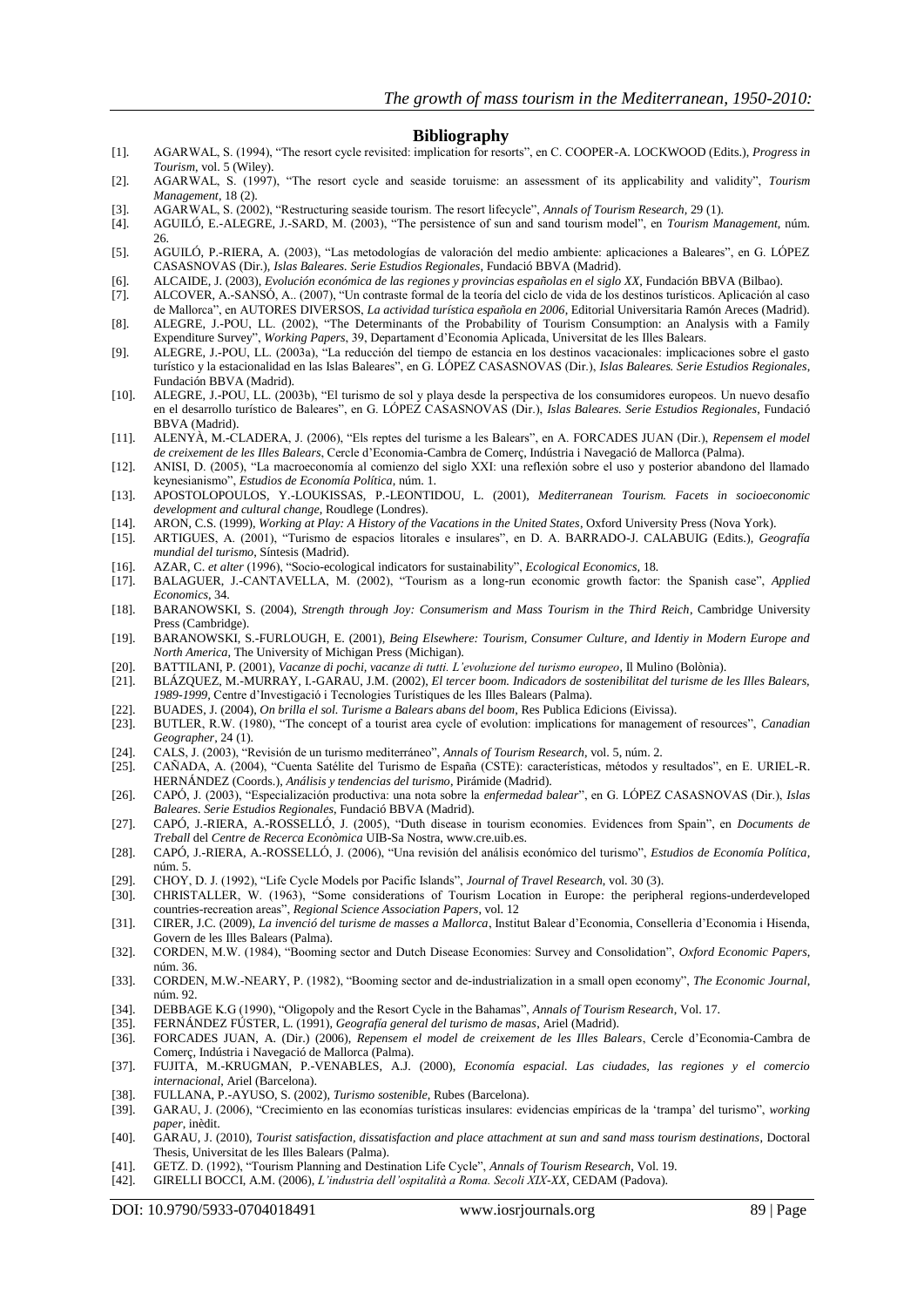## Bibliography

[1]. AGARWAL, S. (1994), "The resort cycle revisited: implication for resorts", en C. COOPER-A. LOCKWOOD (Edits.), *Progress in Tourism*, vol. 5 (Wiley).

[2]. AGARWAL, S. (1997), "The resort cycle and seaside toruisme: an assessment of its applicability and validity", *Tourism Management*, 18 (2).

[3]. AGARWAL, S. (2002), "Restructuring seaside tourism. The resort lifecycle", *Annals of Tourism Research*, 29 (1).

[4]. AGUILÓ, E.-ALEGRE, J.-SARD, M. (2003), "The persistence of sun and sand tourism model", en *Tourism Management*, núm. 26.

[5]. AGUILÓ, P.-RIERA, A. (2003), "Las metodologías de valoración del medio ambiente: aplicaciones a Baleares", en G. LÓPEZ CASASNOVAS (Dir.), *Islas Baleares. Serie Estudios Regionales*, Fundació BBVA (Madrid).

[6]. ALCAIDE, J. (2003), *Evolución económica de las regiones y provincias españolas en el siglo XX*, Fundación BBVA (Bilbao).

[7]. ALCOVER, A.-SANSÓ, A.. (2007), "Un contraste formal de la teoría del ciclo de vida de los destinos turísticos. Aplicación al caso de Mallorca", en AUTORES DIVERSOS, *La actividad turística española en 2006*, Editorial Universitaria Ramón Areces (Madrid).

[8]. ALEGRE, J.-POU, LL. (2002), "The Determinants of the Probability of Tourism Consumption: an Analysis with a Family Expenditure Survey", *Working Papers*, 39, Departament d'Economia Aplicada, Universitat de les Illes Balears.

[9]. ALEGRE, J.-POU, LL. (2003a), "La reducción del tiempo de estancia en los destinos vacacionales: implicaciones sobre el gasto turístico y la estacionalidad en las Islas Baleares", en G. LÓPEZ CASASNOVAS (Dir.), *Islas Baleares. Serie Estudios Regionales*, Fundación BBVA (Madrid).

[10]. ALEGRE, J.-POU, LL. (2003b), "El turismo de sol y playa desde la perspectiva de los consumidores europeos. Un nuevo desafío en el desarrollo turístico de Baleares", en G. LÓPEZ CASASNOVAS (Dir.), *Islas Baleares. Serie Estudios Regionales*, Fundació BBVA (Madrid).

[11]. ALENYÀ, M.-CLADERA, J. (2006), "Els reptes del turisme a les Balears", en A. FORCADES JUAN (Dir.), *Repensem el model de creixement de les Illes Balears*, Cercle d'Economia-Cambra de Comerç, Indústria i Navegació de Mallorca (Palma).

[12]. ANISI, D. (2005), "La macroeconomía al comienzo del siglo XXI: una reflexión sobre el uso y posterior abandono del llamado keynesianismo", *Estudios de Economía Política*, núm. 1.

[13]. APOSTOLOPOULOS, Y.-LOUKISSAS, P.-LEONTIDOU, L. (2001), *Mediterranean Tourism. Facets in socioeconomic development and cultural change*, Roudlege (Londres).

[14]. ARON, C.S. (1999), *Working at Play: A History of the Vacations in the United States*, Oxford University Press (Nova York).

[15]. ARTIGUES, A. (2001), "Turismo de espacios litorales e insulares", en D. A. BARRADO-J. CALABUIG (Edits.), *Geografía mundial del turismo*, Síntesis (Madrid).

[16]. AZAR, C. *et alter* (1996), "Socio-ecological indicators for sustainability", *Ecological Economics*, 18.

[17]. BALAGUER, J.-CANTAVELLA, M. (2002), "Tourism as a long-run economic growth factor: the Spanish case", *Applied Economics*, 34.

[18]. BARANOWSKI, S. (2004), *Strength through Joy: Consumerism and Mass Tourism in the Third Reich*, Cambridge University Press (Cambridge).

[19]. BARANOWSKI, S.-FURLOUGH, E. (2001), *Being Elsewhere: Tourism, Consumer Culture, and Identiy in Modern Europe and North America*, The University of Michigan Press (Michigan).

[20]. BATTILANI, P. (2001), *Vacanze di pochi, vacanze di tutti. L'evoluzione del turismo europeo*, Il Mulino (Bolònia).

[21]. BLÁZQUEZ, M.-MURRAY, I.-GARAU, J.M. (2002), *El tercer boom. Indicadors de sostenibilitat del turisme de les Illes Balears, 1989-1999*, Centre d'Investigació i Tecnologies Turístiques de les Illes Balears (Palma).

[22]. BUADES, J. (2004), *On brilla el sol. Turisme a Balears abans del boom*, Res Publica Edicions (Eivissa).

[23]. BUTLER, R.W. (1980), "The concept of a tourist area cycle of evolution: implications for management of resources", *Canadian Geographer*, 24 (1).

[24]. CALS, J. (2003), "Revisión de un turismo mediterráneo", *Annals of Tourism Research*, vol. 5, núm. 2.

[25]. CAÑADA, A. (2004), "Cuenta Satélite del Turismo de España (CSTE): características, métodos y resultados", en E. URIEL-R. HERNÁNDEZ (Coords.), *Análisis y tendencias del turismo*, Pirámide (Madrid).

[26]. CAPÓ, J. (2003), "Especialización productiva: una nota sobre la *enfermedad balear*", en G. LÓPEZ CASASNOVAS (Dir.), *Islas Baleares. Serie Estudios Regionales*, Fundació BBVA (Madrid).

[27]. CAPÓ, J.-RIERA, A.-ROSSELLÓ, J. (2005), "Duth disease in tourism economies. Evidences from Spain", en *Documents de Treball* del *Centre de Recerca Econòmica* UIB-Sa Nostra, www.cre.uib.es.

[28]. CAPÓ, J.-RIERA, A.-ROSSELLÓ, J. (2006), "Una revisión del análisis económico del turismo", *Estudios de Economía Política*, núm. 5.

[29]. CHOY, D. J. (1992), "Life Cycle Models por Pacific Islands", *Journal of Travel Research*, vol. 30 (3).

[30]. CHRISTALLER, W. (1963), "Some considerations of Tourism Location in Europe: the peripheral regions-underdeveloped countries-recreation areas", *Regional Science Association Papers*, vol. 12

[31]. CIRER, J.C. (2009), *La invenció del turisme de masses a Mallorca*, Institut Balear d'Economia, Conselleria d'Economia i Hisenda, Govern de les Illes Balears (Palma).

[32]. CORDEN, M.W. (1984), "Booming sector and Dutch Disease Economies: Survey and Consolidation", *Oxford Economic Papers*, núm. 36.

[33]. CORDEN, M.W.-NEARY, P. (1982), "Booming sector and de-industrialization in a small open economy", *The Economic Journal*, núm. 92.

[34]. DEBBAGE K.G (1990), "Oligopoly and the Resort Cycle in the Bahamas", *Annals of Tourism Research*, Vol. 17.

[35]. FERNÁNDEZ FÚSTER, L. (1991), *Geografía general del turismo de masas*, Ariel (Madrid).

[36]. FORCADES JUAN, A. (Dir.) (2006), *Repensem el model de creixement de les Illes Balears*, Cercle d'Economia-Cambra de Comerç, Indústria i Navegació de Mallorca (Palma).

[37]. FUJITA, M.-KRUGMAN, P.-VENABLES, A.J. (2000), *Economía espacial. Las ciudades, las regiones y el comercio internacional*, Ariel (Barcelona).

[38]. FULLANA, P.-AYUSO, S. (2002), *Turismo sostenible*, Rubes (Barcelona).

[39]. GARAU, J. (2006), "Crecimiento en las economías turísticas insulares: evidencias empíricas de la 'trampa' del turismo", *working paper*, inèdit.

[40]. GARAU, J. (2010), *Tourist satisfaction, dissatisfaction and place attachment at sun and sand mass tourism destinations*, Doctoral Thesis, Universitat de les Illes Balears (Palma).

[41]. GETZ. D. (1992), "Tourism Planning and Destination Life Cycle", *Annals of Tourism Research*, Vol. 19.

[42]. GIRELLI BOCCI, A.M. (2006), *L'industria dell'ospitalità a Roma. Secoli XIX-XX*, CEDAM (Padova).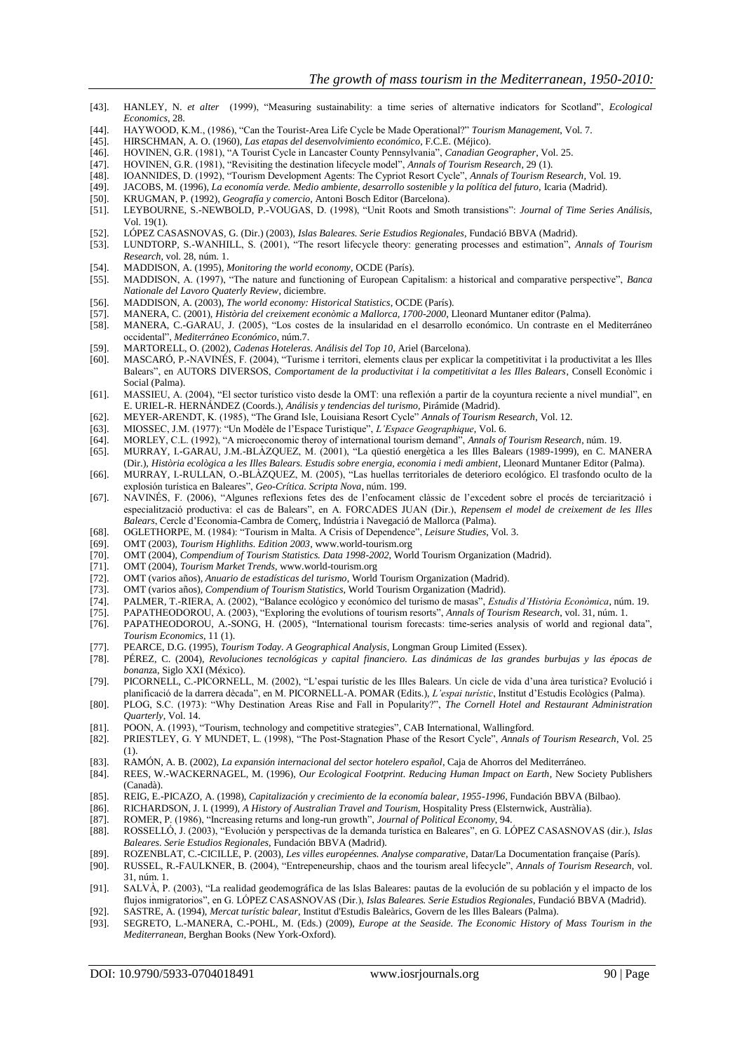[43]. HANLEY, N. *et alter* (1999), "Measuring sustainability: a time series of alternative indicators for Scotland", *Ecological Economics*, 28.

[44]. HAYWOOD, K.M., (1986), "Can the Tourist-Area Life Cycle be Made Operational?" *Tourism Management*, Vol. 7.

[45]. HIRSCHMAN, A. O. (1960), *Las etapas del desenvolvimiento económico*, F.C.E. (Méjico).

[46]. HOVINEN, G.R. (1981), "A Tourist Cycle in Lancaster County Pennsylvania", *Canadian Geographer*, Vol. 25.

[47]. HOVINEN, G.R. (1981), "Revisiting the destination lifecycle model", *Annals of Tourism Research*, 29 (1).

[48]. IOANNIDES, D. (1992), "Tourism Development Agents: The Cypriot Resort Cycle", *Annals of Tourism Research*, Vol. 19.

[49]. JACOBS, M. (1996), *La economía verde. Medio ambiente, desarrollo sostenible y la política del futuro*, Icaria (Madrid).

[50]. KRUGMAN, P. (1992), *Geografía y comercio*, Antoni Bosch Editor (Barcelona).

[51]. LEYBOURNE, S.-NEWBOLD, P.-VOUGAS, D. (1998), "Unit Roots and Smoth transistions": *Journal of Time Series Análisis*, Vol. 19(1).

[52]. LÓPEZ CASASNOVAS, G. (Dir.) (2003), *Islas Baleares. Serie Estudios Regionales*, Fundació BBVA (Madrid).

[53]. LUNDTORP, S.-WANHILL, S. (2001), "The resort lifecycle theory: generating processes and estimation", *Annals of Tourism Research*, vol. 28, núm. 1.

[54]. MADDISON, A. (1995), *Monitoring the world economy*, OCDE (París).

[55]. MADDISON, A. (1997), "The nature and functioning of European Capitalism: a historical and comparative perspective", *Banca Nationale del Lavoro Quaterly Review*, diciembre.

[56]. MADDISON, A. (2003), *The world economy: Historical Statistics*, OCDE (París).

[57]. MANERA, C. (2001), *Història del creixement econòmic a Mallorca, 1700-2000*, Lleonard Muntaner editor (Palma).

[58]. MANERA, C.-GARAU, J. (2005), "Los costes de la insularidad en el desarrollo económico. Un contraste en el Mediterráneo occidental", *Mediterráneo Económico*, núm.7.

[59]. MARTORELL, O. (2002), *Cadenas Hoteleras. Análisis del Top 10*, Ariel (Barcelona).

[60]. MASCARÓ, P.-NAVINÉS, F. (2004), "Turisme i territori, elements claus per explicar la competitivitat i la productivitat a les Illes Balears", en AUTORS DIVERSOS, *Comportament de la productivitat i la competitivitat a les Illes Balears*, Consell Econòmic i Social (Palma).

[61]. MASSIEU, A. (2004), "El sector turístico visto desde la OMT: una reflexión a partir de la coyuntura reciente a nivel mundial", en E. URIEL-R. HERNÁNDEZ (Coords.), *Análisis y tendencias del turismo*, Pirámide (Madrid).

[62]. MEYER-ARENDT, K. (1985), "The Grand Isle, Louisiana Resort Cycle" *Annals of Tourism Research*, Vol. 12.

[63]. MIOSSEC, J.M. (1977): "Un Modèle de l'Espace Turistique", *L'Espace Geographique*, Vol. 6.

[64]. MORLEY, C.L. (1992), "A microeconomic theroy of international tourism demand", *Annals of Tourism Research*, núm. 19.

[65]. MURRAY, I.-GARAU, J.M.-BLÀZQUEZ, M. (2001), "La qüestió energètica a les Illes Balears (1989-1999), en C. MANERA (Dir.), *Història ecològica a les Illes Balears. Estudis sobre energia, economia i medi ambient*, Lleonard Muntaner Editor (Palma).

[66]. MURRAY, I.-RULLAN, O.-BLÀZQUEZ, M. (2005), "Las huellas territoriales de deterioro ecológico. El trasfondo oculto de la explosión turística en Baleares", *Geo-Crítica. Scripta Nova*, núm. 199.

[67]. NAVINÉS, F. (2006), "Algunes reflexions fetes des de l'enfocament clàssic de l'excedent sobre el procés de terciarització i especialització productiva: el cas de Balears", en A. FORCADES JUAN (Dir.), *Repensem el model de creixement de les Illes Balears*, Cercle d'Economia-Cambra de Comerç, Indústria i Navegació de Mallorca (Palma).

[68]. OGLETHORPE, M. (1984): "Tourism in Malta. A Crisis of Dependence", *Leisure Studies*, Vol. 3.

[69]. OMT (2003), *Tourism Highliths. Edition 2003*, www.world-tourism.org

[70]. OMT (2004), *Compendium of Tourism Statistics. Data 1998-2002*, World Tourism Organization (Madrid).

[71]. OMT (2004), *Tourism Market Trends*, www.world-tourism.org

[72]. OMT (varios años), *Anuario de estadísticas del turismo*, World Tourism Organization (Madrid).

[73]. OMT (varios años), *Compendium of Tourism Statistics*, World Tourism Organization (Madrid).

[74]. PALMER, T.-RIERA, A. (2002), "Balance ecológico y económico del turismo de masas", *Estudis d'Història Econòmica*, núm. 19.

[75]. PAPATHEODOROU, A. (2003), "Exploring the evolutions of tourism resorts", *Annals of Tourism Research*, vol. 31, núm. 1.

[76]. PAPATHEODOROU, A.-SONG, H. (2005), "International tourism forecasts: time-series analysis of world and regional data", *Tourism Economics*, 11 (1).

[77]. PEARCE, D.G. (1995), *Tourism Today. A Geographical Analysis*, Longman Group Limited (Essex).

[78]. PÉREZ, C. (2004), *Revoluciones tecnológicas y capital financiero. Las dinámicas de las grandes burbujas y las épocas de bonanza*, Siglo XXI (México).

[79]. PICORNELL, C.-PICORNELL, M. (2002), "L'espai turístic de les Illes Balears. Un cicle de vida d'una àrea turística? Evolució i planificació de la darrera dècada", en M. PICORNELL-A. POMAR (Edits.), *L'espai turístic*, Institut d'Estudis Ecològics (Palma).

[80]. PLOG, S.C. (1973): "Why Destination Areas Rise and Fall in Popularity?", *The Cornell Hotel and Restaurant Administration Quarterly*, Vol. 14.

[81]. POON, A. (1993), "Tourism, technology and competitive strategies", CAB International, Wallingford.

[82]. PRIESTLEY, G. Y MUNDET, L. (1998), "The Post-Stagnation Phase of the Resort Cycle", *Annals of Tourism Research*, Vol. 25 (1).

[83]. RAMÓN, A. B. (2002), *La expansión internacional del sector hotelero español*, Caja de Ahorros del Mediterráneo.

[84]. REES, W.-WACKERNAGEL, M. (1996), *Our Ecological Footprint. Reducing Human Impact on Earth*, New Society Publishers (Canadà).

[85]. REIG, E.-PICAZO, A. (1998), *Capitalización y crecimiento de la economía balear, 1955-1996*, Fundación BBVA (Bilbao).

[86]. RICHARDSON, J. I. (1999), *A History of Australian Travel and Tourism*, Hospitality Press (Elsternwick, Austràlia).

[87]. ROMER, P. (1986), "Increasing returns and long-run growth", *Journal of Political Economy*, 94.

[88]. ROSSELLÓ, J. (2003), "Evolución y perspectivas de la demanda turística en Baleares", en G. LÓPEZ CASASNOVAS (dir.), *Islas Baleares. Serie Estudios Regionales*, Fundación BBVA (Madrid).

[89]. ROZENBLAT, C.-CICILLE, P. (2003), *Les villes européennes. Analyse comparative*, Datar/La Documentation française (París).

[90]. RUSSEL, R.-FAULKNER, B. (2004), "Entrepeneurship, chaos and the tourism areal lifecycle", *Annals of Tourism Research*, vol. 31, núm. 1.

[91]. SALVÀ, P. (2003), "La realidad geodemográfica de las Islas Baleares: pautas de la evolución de su población y el impacto de los flujos inmigratorios", en G. LÓPEZ CASASNOVAS (Dir.), *Islas Baleares. Serie Estudios Regionales*, Fundació BBVA (Madrid).

[92]. SASTRE, A. (1994), *Mercat turístic balear*, Institut d'Estudis Baleàrics, Govern de les Illes Balears (Palma).

[93]. SEGRETO, L.-MANERA, C.-POHL, M. (Eds.) (2009), *Europe at the Seaside. The Economic History of Mass Tourism in the Mediterranean*, Berghan Books (New York-Oxford).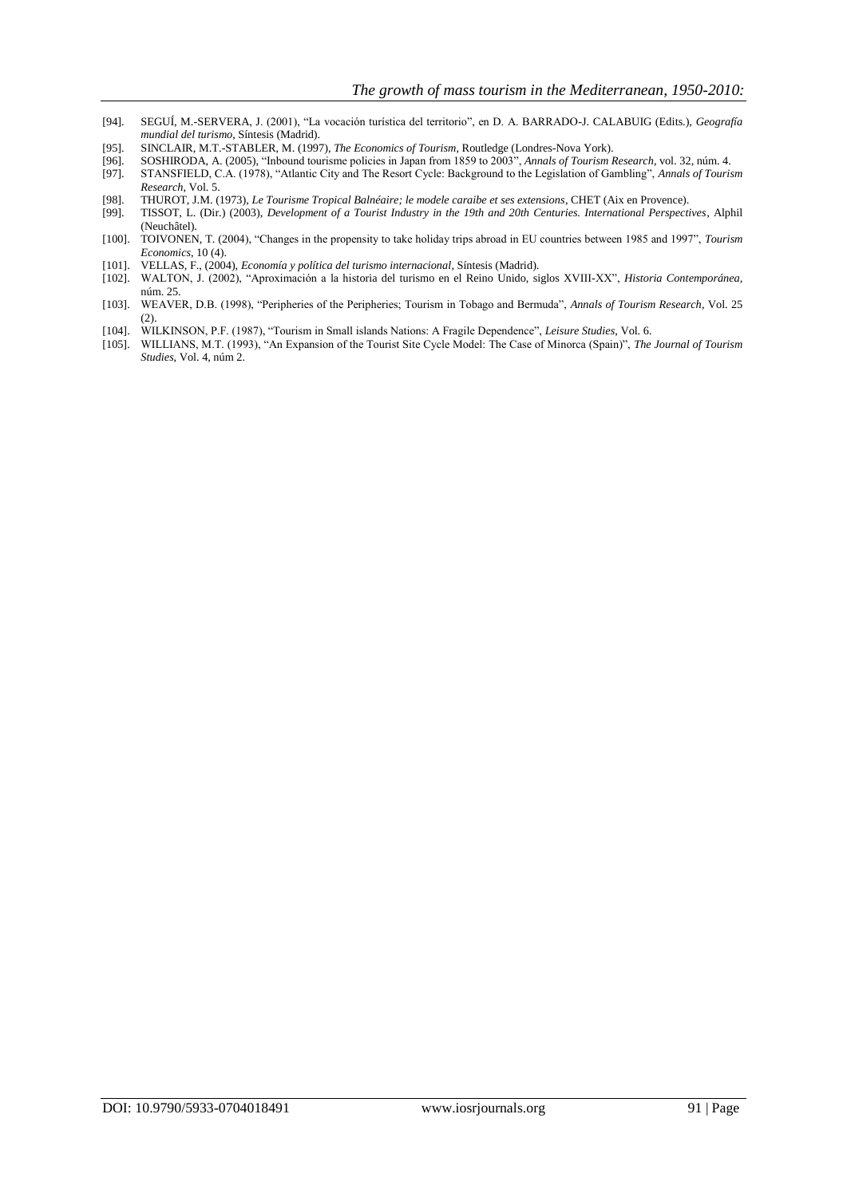[94]. SEGUÍ, M.-SERVERA, J. (2001), "La vocación turística del territorio", en D. A. BARRADO-J. CALABUIG (Edits.), *Geografía mundial del turismo*, Síntesis (Madrid).

[95]. SINCLAIR, M.T.-STABLER, M. (1997), *The Economics of Tourism*, Routledge (Londres-Nova York).

[96]. SOSHIRODA, A. (2005), "Inbound tourisme policies in Japan from 1859 to 2003", *Annals of Tourism Research*, vol. 32, núm. 4.

[97]. STANSFIELD, C.A. (1978), "Atlantic City and The Resort Cycle: Background to the Legislation of Gambling", *Annals of Tourism Research*, Vol. 5.

[98]. THUROT, J.M. (1973), *Le Tourisme Tropical Balnéaire; le modele caraibe et ses extensions*, CHET (Aix en Provence).

[99]. TISSOT, L. (Dir.) (2003), *Development of a Tourist Industry in the 19th and 20th Centuries. International Perspectives*, Alphil (Neuchâtel).

[100]. TOIVONEN, T. (2004), "Changes in the propensity to take holiday trips abroad in EU countries between 1985 and 1997", *Tourism Economics*, 10 (4).

[101]. VELLAS, F., (2004), *Economía y política del turismo internacional*, Síntesis (Madrid).

[102]. WALTON, J. (2002), "Aproximación a la historia del turismo en el Reino Unido, siglos XVIII-XX", *Historia Contemporánea*, núm. 25.

[103]. WEAVER, D.B. (1998), "Peripheries of the Peripheries; Tourism in Tobago and Bermuda", *Annals of Tourism Research*, Vol. 25 (2).

[104]. WILKINSON, P.F. (1987), "Tourism in Small islands Nations: A Fragile Dependence", *Leisure Studies*, Vol. 6.

[105]. WILLIANS, M.T. (1993), "An Expansion of the Tourist Site Cycle Model: The Case of Minorca (Spain)", *The Journal of Tourism Studies*, Vol. 4, núm 2.